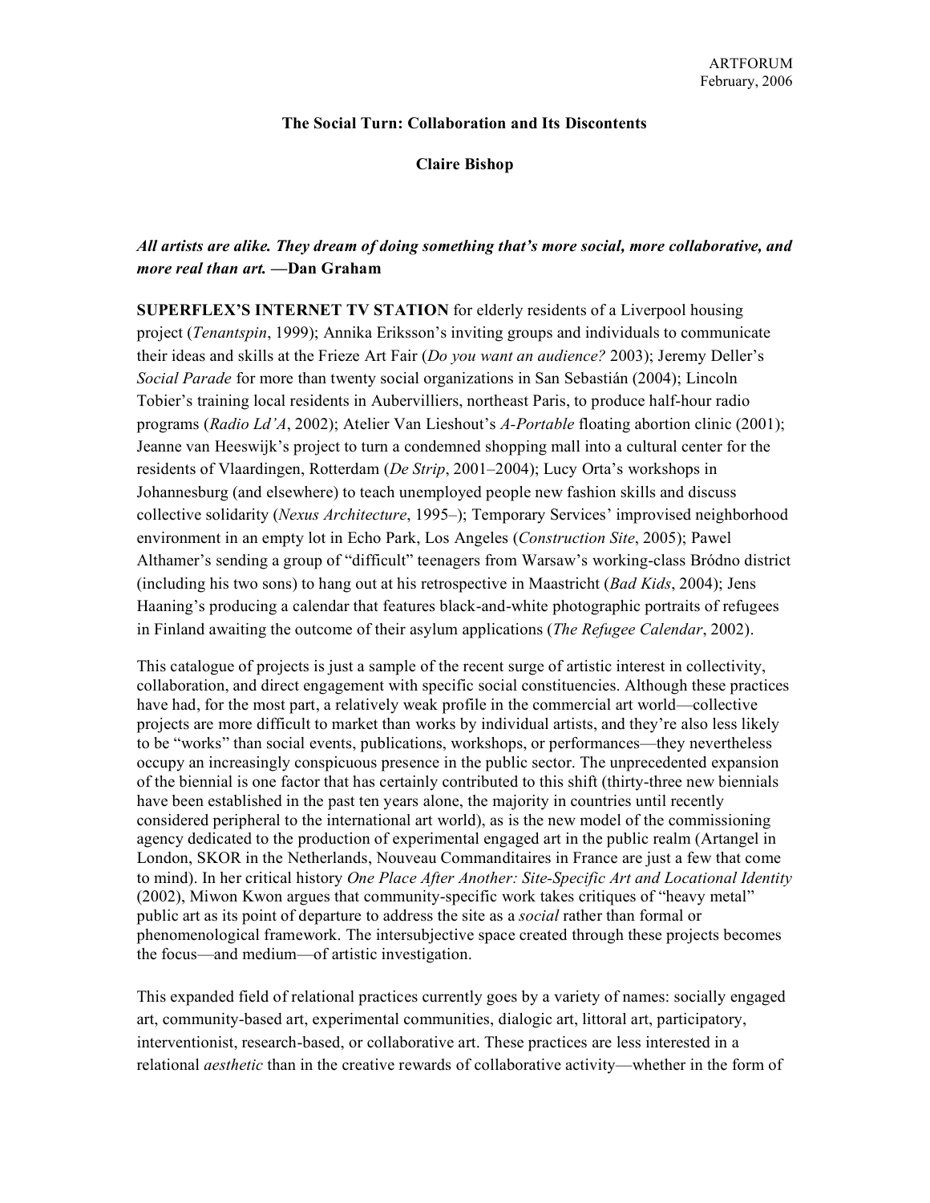ARTFORUM
February, 2006

## The Social Turn: Collaboration and Its Discontents

**Claire Bishop**

***All artists are alike. They dream of doing something that's more social, more collaborative, and more real than art.* —Dan Graham**

**SUPERFLEX'S INTERNET TV STATION** for elderly residents of a Liverpool housing project (*Tenantspin*, 1999); Annika Eriksson's inviting groups and individuals to communicate their ideas and skills at the Frieze Art Fair (*Do you want an audience?* 2003); Jeremy Deller's *Social Parade* for more than twenty social organizations in San Sebastián (2004); Lincoln Tobier's training local residents in Aubervilliers, northeast Paris, to produce half-hour radio programs (*Radio Ld'A*, 2002); Atelier Van Lieshout's *A-Portable* floating abortion clinic (2001); Jeanne van Heeswijk's project to turn a condemned shopping mall into a cultural center for the residents of Vlaardingen, Rotterdam (*De Strip*, 2001–2004); Lucy Orta's workshops in Johannesburg (and elsewhere) to teach unemployed people new fashion skills and discuss collective solidarity (*Nexus Architecture*, 1995–); Temporary Services' improvised neighborhood environment in an empty lot in Echo Park, Los Angeles (*Construction Site*, 2005); Pawel Althamer's sending a group of "difficult" teenagers from Warsaw's working-class Bródno district (including his two sons) to hang out at his retrospective in Maastricht (*Bad Kids*, 2004); Jens Haaning's producing a calendar that features black-and-white photographic portraits of refugees in Finland awaiting the outcome of their asylum applications (*The Refugee Calendar*, 2002).

This catalogue of projects is just a sample of the recent surge of artistic interest in collectivity, collaboration, and direct engagement with specific social constituencies. Although these practices have had, for the most part, a relatively weak profile in the commercial art world—collective projects are more difficult to market than works by individual artists, and they're also less likely to be "works" than social events, publications, workshops, or performances—they nevertheless occupy an increasingly conspicuous presence in the public sector. The unprecedented expansion of the biennial is one factor that has certainly contributed to this shift (thirty-three new biennials have been established in the past ten years alone, the majority in countries until recently considered peripheral to the international art world), as is the new model of the commissioning agency dedicated to the production of experimental engaged art in the public realm (Artangel in London, SKOR in the Netherlands, Nouveau Commanditaires in France are just a few that come to mind). In her critical history *One Place After Another: Site-Specific Art and Locational Identity* (2002), Miwon Kwon argues that community-specific work takes critiques of "heavy metal" public art as its point of departure to address the site as a *social* rather than formal or phenomenological framework. The intersubjective space created through these projects becomes the focus—and medium—of artistic investigation.

This expanded field of relational practices currently goes by a variety of names: socially engaged art, community-based art, experimental communities, dialogic art, littoral art, participatory, interventionist, research-based, or collaborative art. These practices are less interested in a relational *aesthetic* than in the creative rewards of collaborative activity—whether in the form of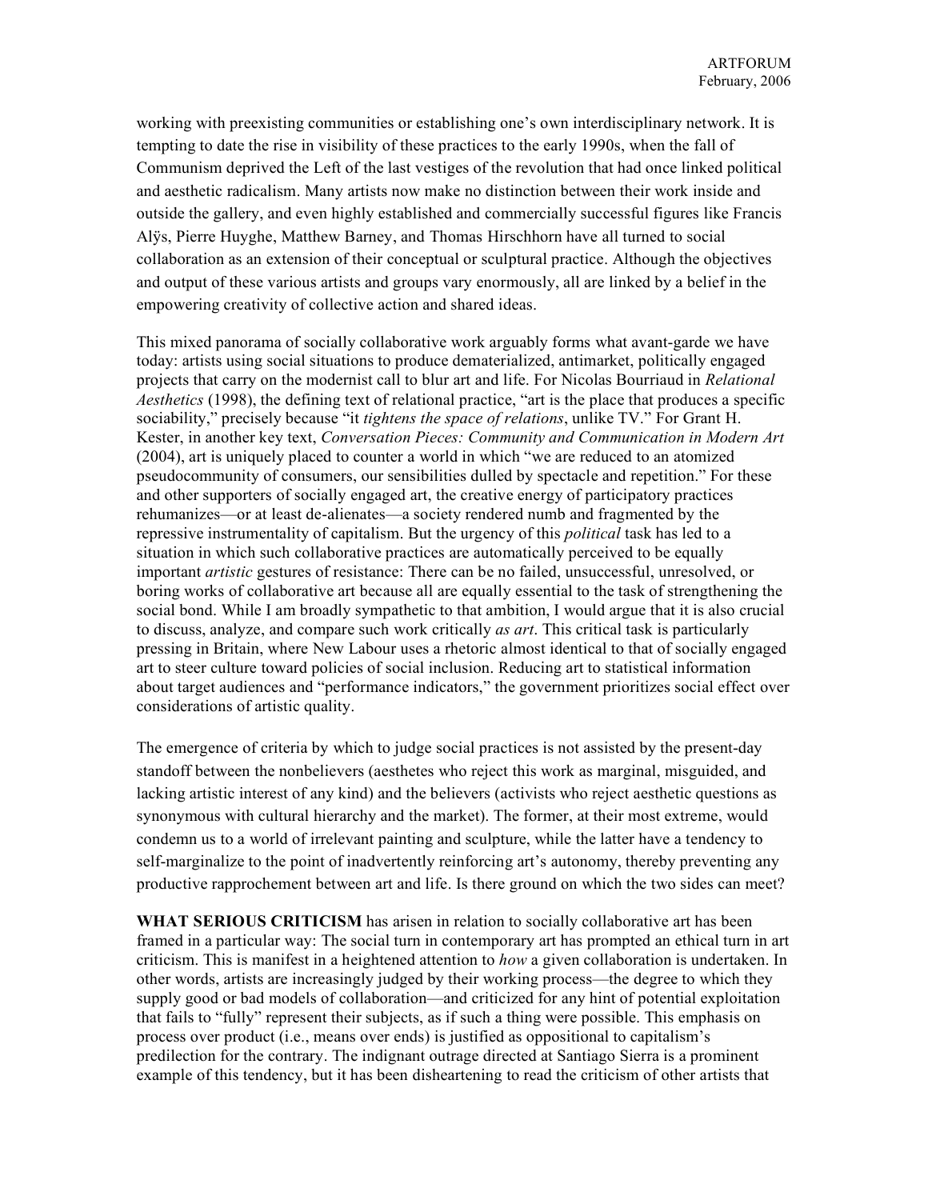working with preexisting communities or establishing one's own interdisciplinary network. It is tempting to date the rise in visibility of these practices to the early 1990s, when the fall of Communism deprived the Left of the last vestiges of the revolution that had once linked political and aesthetic radicalism. Many artists now make no distinction between their work inside and outside the gallery, and even highly established and commercially successful figures like Francis Alÿs, Pierre Huyghe, Matthew Barney, and Thomas Hirschhorn have all turned to social collaboration as an extension of their conceptual or sculptural practice. Although the objectives and output of these various artists and groups vary enormously, all are linked by a belief in the empowering creativity of collective action and shared ideas.

This mixed panorama of socially collaborative work arguably forms what avant-garde we have today: artists using social situations to produce dematerialized, antimarket, politically engaged projects that carry on the modernist call to blur art and life. For Nicolas Bourriaud in *Relational Aesthetics* (1998), the defining text of relational practice, "art is the place that produces a specific sociability," precisely because "it *tightens the space of relations*, unlike TV." For Grant H. Kester, in another key text, *Conversation Pieces: Community and Communication in Modern Art* (2004), art is uniquely placed to counter a world in which "we are reduced to an atomized pseudocommunity of consumers, our sensibilities dulled by spectacle and repetition." For these and other supporters of socially engaged art, the creative energy of participatory practices rehumanizes—or at least de-alienates—a society rendered numb and fragmented by the repressive instrumentality of capitalism. But the urgency of this *political* task has led to a situation in which such collaborative practices are automatically perceived to be equally important *artistic* gestures of resistance: There can be no failed, unsuccessful, unresolved, or boring works of collaborative art because all are equally essential to the task of strengthening the social bond. While I am broadly sympathetic to that ambition, I would argue that it is also crucial to discuss, analyze, and compare such work critically *as art*. This critical task is particularly pressing in Britain, where New Labour uses a rhetoric almost identical to that of socially engaged art to steer culture toward policies of social inclusion. Reducing art to statistical information about target audiences and "performance indicators," the government prioritizes social effect over considerations of artistic quality.

The emergence of criteria by which to judge social practices is not assisted by the present-day standoff between the nonbelievers (aesthetes who reject this work as marginal, misguided, and lacking artistic interest of any kind) and the believers (activists who reject aesthetic questions as synonymous with cultural hierarchy and the market). The former, at their most extreme, would condemn us to a world of irrelevant painting and sculpture, while the latter have a tendency to self-marginalize to the point of inadvertently reinforcing art's autonomy, thereby preventing any productive rapprochement between art and life. Is there ground on which the two sides can meet?

**WHAT SERIOUS CRITICISM** has arisen in relation to socially collaborative art has been framed in a particular way: The social turn in contemporary art has prompted an ethical turn in art criticism. This is manifest in a heightened attention to *how* a given collaboration is undertaken. In other words, artists are increasingly judged by their working process—the degree to which they supply good or bad models of collaboration—and criticized for any hint of potential exploitation that fails to "fully" represent their subjects, as if such a thing were possible. This emphasis on process over product (i.e., means over ends) is justified as oppositional to capitalism's predilection for the contrary. The indignant outrage directed at Santiago Sierra is a prominent example of this tendency, but it has been disheartening to read the criticism of other artists that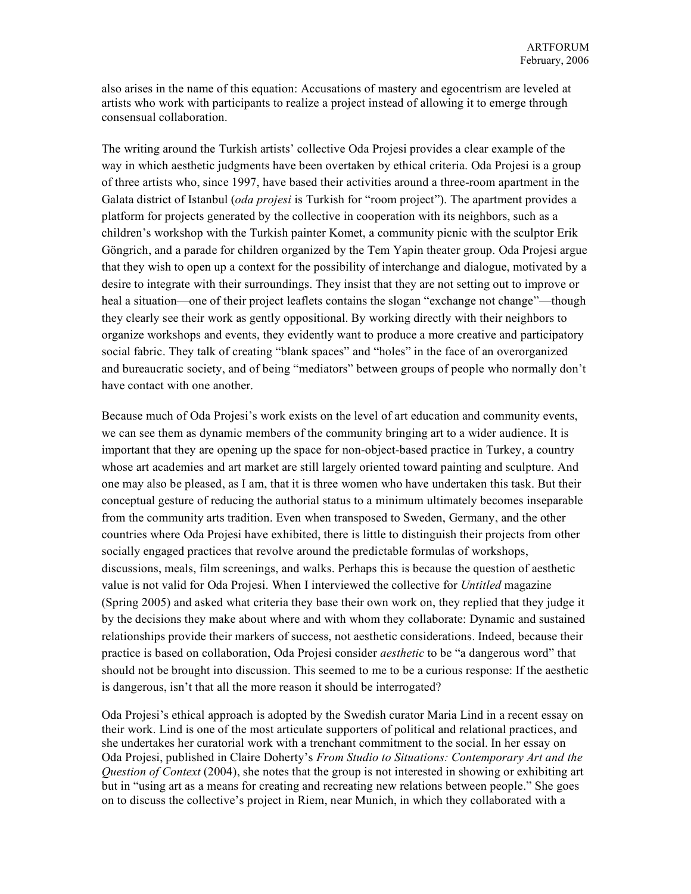also arises in the name of this equation: Accusations of mastery and egocentrism are leveled at artists who work with participants to realize a project instead of allowing it to emerge through consensual collaboration.

The writing around the Turkish artists' collective Oda Projesi provides a clear example of the way in which aesthetic judgments have been overtaken by ethical criteria. Oda Projesi is a group of three artists who, since 1997, have based their activities around a three-room apartment in the Galata district of Istanbul (*oda projesi* is Turkish for "room project"). The apartment provides a platform for projects generated by the collective in cooperation with its neighbors, such as a children's workshop with the Turkish painter Komet, a community picnic with the sculptor Erik Göngrich, and a parade for children organized by the Tem Yapin theater group. Oda Projesi argue that they wish to open up a context for the possibility of interchange and dialogue, motivated by a desire to integrate with their surroundings. They insist that they are not setting out to improve or heal a situation—one of their project leaflets contains the slogan "exchange not change"—though they clearly see their work as gently oppositional. By working directly with their neighbors to organize workshops and events, they evidently want to produce a more creative and participatory social fabric. They talk of creating "blank spaces" and "holes" in the face of an overorganized and bureaucratic society, and of being "mediators" between groups of people who normally don't have contact with one another.

Because much of Oda Projesi's work exists on the level of art education and community events, we can see them as dynamic members of the community bringing art to a wider audience. It is important that they are opening up the space for non-object-based practice in Turkey, a country whose art academies and art market are still largely oriented toward painting and sculpture. And one may also be pleased, as I am, that it is three women who have undertaken this task. But their conceptual gesture of reducing the authorial status to a minimum ultimately becomes inseparable from the community arts tradition. Even when transposed to Sweden, Germany, and the other countries where Oda Projesi have exhibited, there is little to distinguish their projects from other socially engaged practices that revolve around the predictable formulas of workshops, discussions, meals, film screenings, and walks. Perhaps this is because the question of aesthetic value is not valid for Oda Projesi. When I interviewed the collective for *Untitled* magazine (Spring 2005) and asked what criteria they base their own work on, they replied that they judge it by the decisions they make about where and with whom they collaborate: Dynamic and sustained relationships provide their markers of success, not aesthetic considerations. Indeed, because their practice is based on collaboration, Oda Projesi consider *aesthetic* to be "a dangerous word" that should not be brought into discussion. This seemed to me to be a curious response: If the aesthetic is dangerous, isn't that all the more reason it should be interrogated?

Oda Projesi's ethical approach is adopted by the Swedish curator Maria Lind in a recent essay on their work. Lind is one of the most articulate supporters of political and relational practices, and she undertakes her curatorial work with a trenchant commitment to the social. In her essay on Oda Projesi, published in Claire Doherty's *From Studio to Situations: Contemporary Art and the Question of Context* (2004), she notes that the group is not interested in showing or exhibiting art but in "using art as a means for creating and recreating new relations between people." She goes on to discuss the collective's project in Riem, near Munich, in which they collaborated with a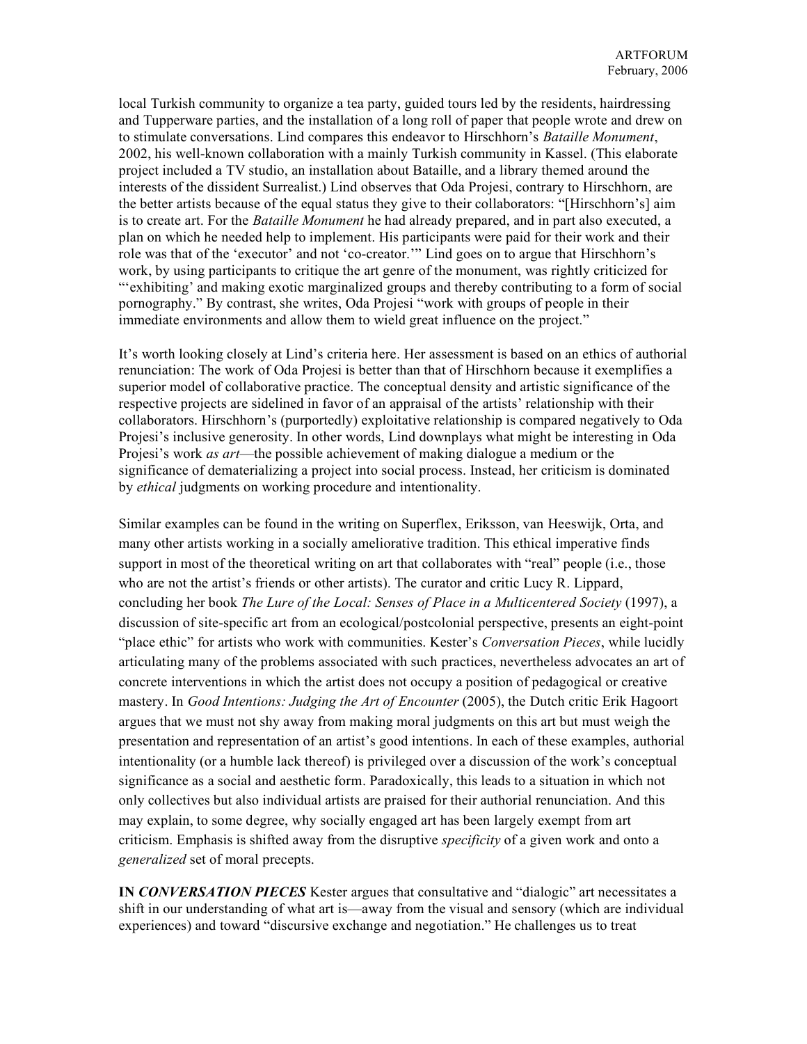local Turkish community to organize a tea party, guided tours led by the residents, hairdressing and Tupperware parties, and the installation of a long roll of paper that people wrote and drew on to stimulate conversations. Lind compares this endeavor to Hirschhorn's *Bataille Monument*, 2002, his well-known collaboration with a mainly Turkish community in Kassel. (This elaborate project included a TV studio, an installation about Bataille, and a library themed around the interests of the dissident Surrealist.) Lind observes that Oda Projesi, contrary to Hirschhorn, are the better artists because of the equal status they give to their collaborators: "[Hirschhorn's] aim is to create art. For the *Bataille Monument* he had already prepared, and in part also executed, a plan on which he needed help to implement. His participants were paid for their work and their role was that of the 'executor' and not 'co-creator.'" Lind goes on to argue that Hirschhorn's work, by using participants to critique the art genre of the monument, was rightly criticized for "'exhibiting' and making exotic marginalized groups and thereby contributing to a form of social pornography." By contrast, she writes, Oda Projesi "work with groups of people in their immediate environments and allow them to wield great influence on the project."

It's worth looking closely at Lind's criteria here. Her assessment is based on an ethics of authorial renunciation: The work of Oda Projesi is better than that of Hirschhorn because it exemplifies a superior model of collaborative practice. The conceptual density and artistic significance of the respective projects are sidelined in favor of an appraisal of the artists' relationship with their collaborators. Hirschhorn's (purportedly) exploitative relationship is compared negatively to Oda Projesi's inclusive generosity. In other words, Lind downplays what might be interesting in Oda Projesi's work *as art*—the possible achievement of making dialogue a medium or the significance of dematerializing a project into social process. Instead, her criticism is dominated by *ethical* judgments on working procedure and intentionality.

Similar examples can be found in the writing on Superflex, Eriksson, van Heeswijk, Orta, and many other artists working in a socially ameliorative tradition. This ethical imperative finds support in most of the theoretical writing on art that collaborates with "real" people (i.e., those who are not the artist's friends or other artists). The curator and critic Lucy R. Lippard, concluding her book *The Lure of the Local: Senses of Place in a Multicentered Society* (1997), a discussion of site-specific art from an ecological/postcolonial perspective, presents an eight-point "place ethic" for artists who work with communities. Kester's *Conversation Pieces*, while lucidly articulating many of the problems associated with such practices, nevertheless advocates an art of concrete interventions in which the artist does not occupy a position of pedagogical or creative mastery. In *Good Intentions: Judging the Art of Encounter* (2005), the Dutch critic Erik Hagoort argues that we must not shy away from making moral judgments on this art but must weigh the presentation and representation of an artist's good intentions. In each of these examples, authorial intentionality (or a humble lack thereof) is privileged over a discussion of the work's conceptual significance as a social and aesthetic form. Paradoxically, this leads to a situation in which not only collectives but also individual artists are praised for their authorial renunciation. And this may explain, to some degree, why socially engaged art has been largely exempt from art criticism. Emphasis is shifted away from the disruptive *specificity* of a given work and onto a *generalized* set of moral precepts.

**IN *CONVERSATION PIECES*** Kester argues that consultative and "dialogic" art necessitates a shift in our understanding of what art is—away from the visual and sensory (which are individual experiences) and toward "discursive exchange and negotiation." He challenges us to treat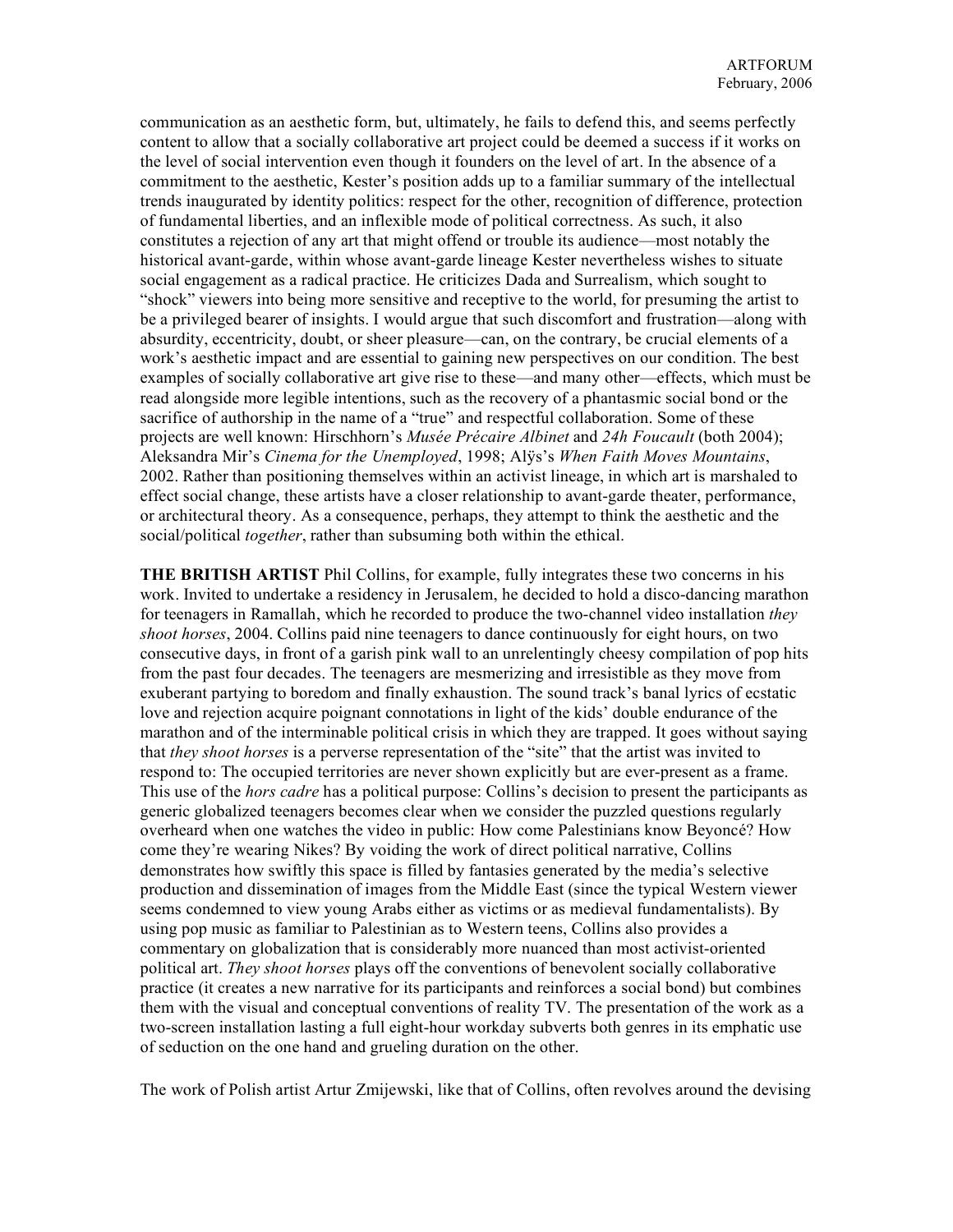communication as an aesthetic form, but, ultimately, he fails to defend this, and seems perfectly content to allow that a socially collaborative art project could be deemed a success if it works on the level of social intervention even though it founders on the level of art. In the absence of a commitment to the aesthetic, Kester's position adds up to a familiar summary of the intellectual trends inaugurated by identity politics: respect for the other, recognition of difference, protection of fundamental liberties, and an inflexible mode of political correctness. As such, it also constitutes a rejection of any art that might offend or trouble its audience—most notably the historical avant-garde, within whose avant-garde lineage Kester nevertheless wishes to situate social engagement as a radical practice. He criticizes Dada and Surrealism, which sought to "shock" viewers into being more sensitive and receptive to the world, for presuming the artist to be a privileged bearer of insights. I would argue that such discomfort and frustration—along with absurdity, eccentricity, doubt, or sheer pleasure—can, on the contrary, be crucial elements of a work's aesthetic impact and are essential to gaining new perspectives on our condition. The best examples of socially collaborative art give rise to these—and many other—effects, which must be read alongside more legible intentions, such as the recovery of a phantasmic social bond or the sacrifice of authorship in the name of a "true" and respectful collaboration. Some of these projects are well known: Hirschhorn's *Musée Précaire Albinet* and *24h Foucault* (both 2004); Aleksandra Mir's *Cinema for the Unemployed*, 1998; Alÿs's *When Faith Moves Mountains*, 2002. Rather than positioning themselves within an activist lineage, in which art is marshaled to effect social change, these artists have a closer relationship to avant-garde theater, performance, or architectural theory. As a consequence, perhaps, they attempt to think the aesthetic and the social/political *together*, rather than subsuming both within the ethical.

**THE BRITISH ARTIST** Phil Collins, for example, fully integrates these two concerns in his work. Invited to undertake a residency in Jerusalem, he decided to hold a disco-dancing marathon for teenagers in Ramallah, which he recorded to produce the two-channel video installation *they shoot horses*, 2004. Collins paid nine teenagers to dance continuously for eight hours, on two consecutive days, in front of a garish pink wall to an unrelentingly cheesy compilation of pop hits from the past four decades. The teenagers are mesmerizing and irresistible as they move from exuberant partying to boredom and finally exhaustion. The sound track's banal lyrics of ecstatic love and rejection acquire poignant connotations in light of the kids' double endurance of the marathon and of the interminable political crisis in which they are trapped. It goes without saying that *they shoot horses* is a perverse representation of the "site" that the artist was invited to respond to: The occupied territories are never shown explicitly but are ever-present as a frame. This use of the *hors cadre* has a political purpose: Collins's decision to present the participants as generic globalized teenagers becomes clear when we consider the puzzled questions regularly overheard when one watches the video in public: How come Palestinians know Beyoncé? How come they're wearing Nikes? By voiding the work of direct political narrative, Collins demonstrates how swiftly this space is filled by fantasies generated by the media's selective production and dissemination of images from the Middle East (since the typical Western viewer seems condemned to view young Arabs either as victims or as medieval fundamentalists). By using pop music as familiar to Palestinian as to Western teens, Collins also provides a commentary on globalization that is considerably more nuanced than most activist-oriented political art. *They shoot horses* plays off the conventions of benevolent socially collaborative practice (it creates a new narrative for its participants and reinforces a social bond) but combines them with the visual and conceptual conventions of reality TV. The presentation of the work as a two-screen installation lasting a full eight-hour workday subverts both genres in its emphatic use of seduction on the one hand and grueling duration on the other.

The work of Polish artist Artur Zmijewski, like that of Collins, often revolves around the devising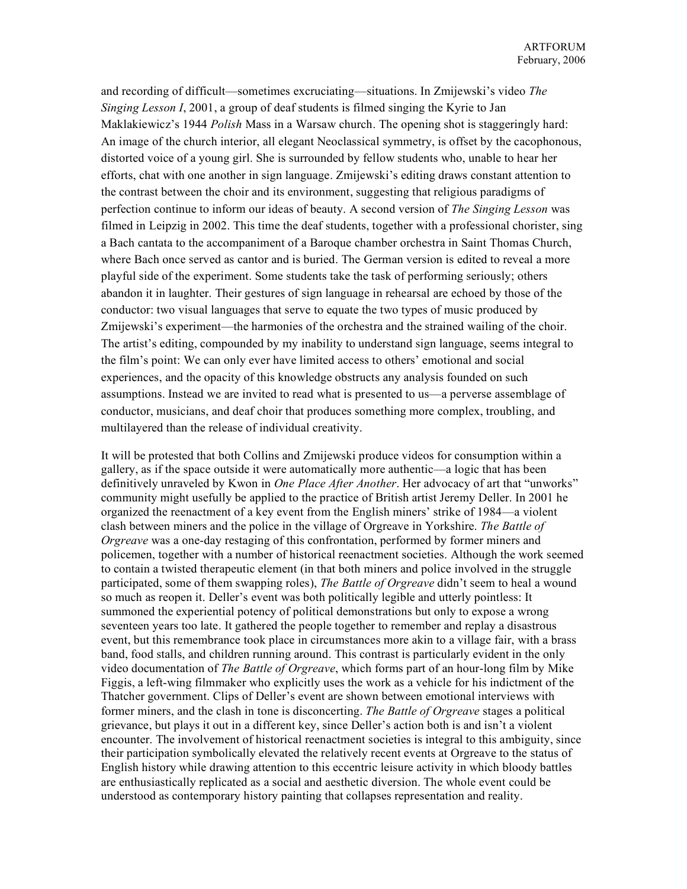and recording of difficult—sometimes excruciating—situations. In Zmijewski's video *The Singing Lesson I*, 2001, a group of deaf students is filmed singing the Kyrie to Jan Maklakiewicz's 1944 *Polish* Mass in a Warsaw church. The opening shot is staggeringly hard: An image of the church interior, all elegant Neoclassical symmetry, is offset by the cacophonous, distorted voice of a young girl. She is surrounded by fellow students who, unable to hear her efforts, chat with one another in sign language. Zmijewski's editing draws constant attention to the contrast between the choir and its environment, suggesting that religious paradigms of perfection continue to inform our ideas of beauty. A second version of *The Singing Lesson* was filmed in Leipzig in 2002. This time the deaf students, together with a professional chorister, sing a Bach cantata to the accompaniment of a Baroque chamber orchestra in Saint Thomas Church, where Bach once served as cantor and is buried. The German version is edited to reveal a more playful side of the experiment. Some students take the task of performing seriously; others abandon it in laughter. Their gestures of sign language in rehearsal are echoed by those of the conductor: two visual languages that serve to equate the two types of music produced by Zmijewski's experiment—the harmonies of the orchestra and the strained wailing of the choir. The artist's editing, compounded by my inability to understand sign language, seems integral to the film's point: We can only ever have limited access to others' emotional and social experiences, and the opacity of this knowledge obstructs any analysis founded on such assumptions. Instead we are invited to read what is presented to us—a perverse assemblage of conductor, musicians, and deaf choir that produces something more complex, troubling, and multilayered than the release of individual creativity.

It will be protested that both Collins and Zmijewski produce videos for consumption within a gallery, as if the space outside it were automatically more authentic—a logic that has been definitively unraveled by Kwon in *One Place After Another*. Her advocacy of art that "unworks" community might usefully be applied to the practice of British artist Jeremy Deller. In 2001 he organized the reenactment of a key event from the English miners' strike of 1984—a violent clash between miners and the police in the village of Orgreave in Yorkshire. *The Battle of Orgreave* was a one-day restaging of this confrontation, performed by former miners and policemen, together with a number of historical reenactment societies. Although the work seemed to contain a twisted therapeutic element (in that both miners and police involved in the struggle participated, some of them swapping roles), *The Battle of Orgreave* didn't seem to heal a wound so much as reopen it. Deller's event was both politically legible and utterly pointless: It summoned the experiential potency of political demonstrations but only to expose a wrong seventeen years too late. It gathered the people together to remember and replay a disastrous event, but this remembrance took place in circumstances more akin to a village fair, with a brass band, food stalls, and children running around. This contrast is particularly evident in the only video documentation of *The Battle of Orgreave*, which forms part of an hour-long film by Mike Figgis, a left-wing filmmaker who explicitly uses the work as a vehicle for his indictment of the Thatcher government. Clips of Deller's event are shown between emotional interviews with former miners, and the clash in tone is disconcerting. *The Battle of Orgreave* stages a political grievance, but plays it out in a different key, since Deller's action both is and isn't a violent encounter. The involvement of historical reenactment societies is integral to this ambiguity, since their participation symbolically elevated the relatively recent events at Orgreave to the status of English history while drawing attention to this eccentric leisure activity in which bloody battles are enthusiastically replicated as a social and aesthetic diversion. The whole event could be understood as contemporary history painting that collapses representation and reality.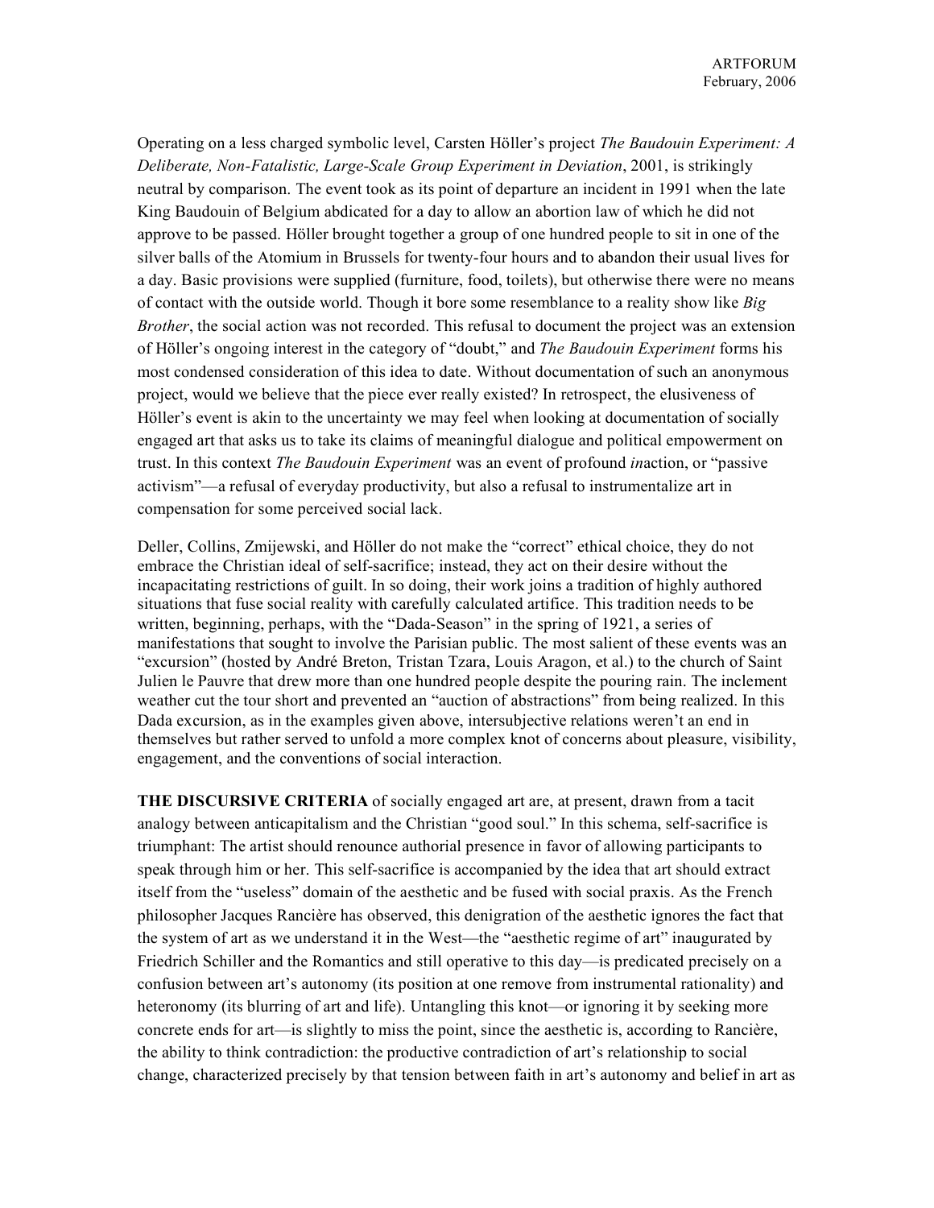Operating on a less charged symbolic level, Carsten Höller's project *The Baudouin Experiment: A Deliberate, Non-Fatalistic, Large-Scale Group Experiment in Deviation*, 2001, is strikingly neutral by comparison. The event took as its point of departure an incident in 1991 when the late King Baudouin of Belgium abdicated for a day to allow an abortion law of which he did not approve to be passed. Höller brought together a group of one hundred people to sit in one of the silver balls of the Atomium in Brussels for twenty-four hours and to abandon their usual lives for a day. Basic provisions were supplied (furniture, food, toilets), but otherwise there were no means of contact with the outside world. Though it bore some resemblance to a reality show like *Big Brother*, the social action was not recorded. This refusal to document the project was an extension of Höller's ongoing interest in the category of "doubt," and *The Baudouin Experiment* forms his most condensed consideration of this idea to date. Without documentation of such an anonymous project, would we believe that the piece ever really existed? In retrospect, the elusiveness of Höller's event is akin to the uncertainty we may feel when looking at documentation of socially engaged art that asks us to take its claims of meaningful dialogue and political empowerment on trust. In this context *The Baudouin Experiment* was an event of profound *in*action, or "passive activism"—a refusal of everyday productivity, but also a refusal to instrumentalize art in compensation for some perceived social lack.

Deller, Collins, Zmijewski, and Höller do not make the "correct" ethical choice, they do not embrace the Christian ideal of self-sacrifice; instead, they act on their desire without the incapacitating restrictions of guilt. In so doing, their work joins a tradition of highly authored situations that fuse social reality with carefully calculated artifice. This tradition needs to be written, beginning, perhaps, with the "Dada-Season" in the spring of 1921, a series of manifestations that sought to involve the Parisian public. The most salient of these events was an "excursion" (hosted by André Breton, Tristan Tzara, Louis Aragon, et al.) to the church of Saint Julien le Pauvre that drew more than one hundred people despite the pouring rain. The inclement weather cut the tour short and prevented an "auction of abstractions" from being realized. In this Dada excursion, as in the examples given above, intersubjective relations weren't an end in themselves but rather served to unfold a more complex knot of concerns about pleasure, visibility, engagement, and the conventions of social interaction.

**THE DISCURSIVE CRITERIA** of socially engaged art are, at present, drawn from a tacit analogy between anticapitalism and the Christian "good soul." In this schema, self-sacrifice is triumphant: The artist should renounce authorial presence in favor of allowing participants to speak through him or her. This self-sacrifice is accompanied by the idea that art should extract itself from the "useless" domain of the aesthetic and be fused with social praxis. As the French philosopher Jacques Rancière has observed, this denigration of the aesthetic ignores the fact that the system of art as we understand it in the West—the "aesthetic regime of art" inaugurated by Friedrich Schiller and the Romantics and still operative to this day—is predicated precisely on a confusion between art's autonomy (its position at one remove from instrumental rationality) and heteronomy (its blurring of art and life). Untangling this knot—or ignoring it by seeking more concrete ends for art—is slightly to miss the point, since the aesthetic is, according to Rancière, the ability to think contradiction: the productive contradiction of art's relationship to social change, characterized precisely by that tension between faith in art's autonomy and belief in art as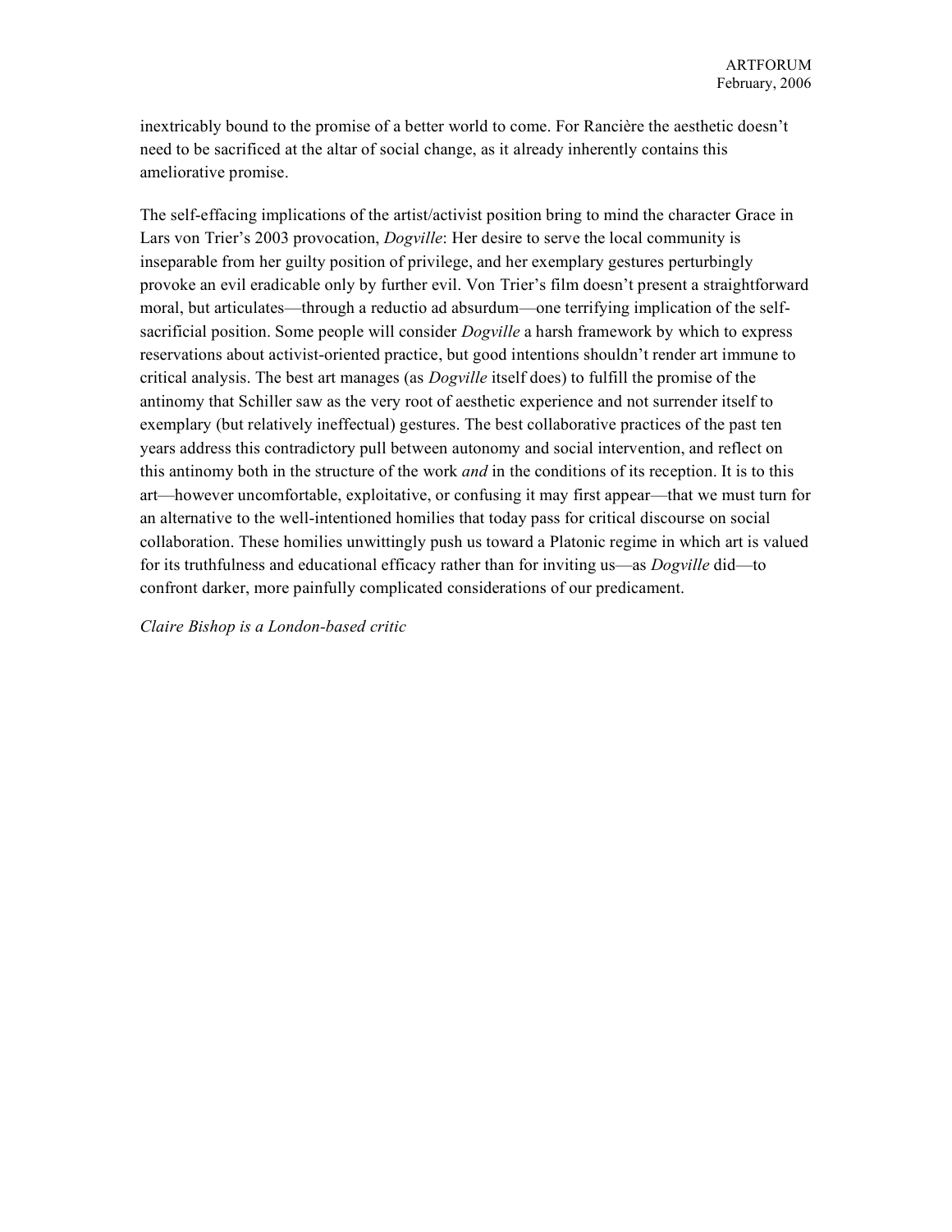inextricably bound to the promise of a better world to come. For Rancière the aesthetic doesn't need to be sacrificed at the altar of social change, as it already inherently contains this ameliorative promise.

The self-effacing implications of the artist/activist position bring to mind the character Grace in Lars von Trier's 2003 provocation, *Dogville*: Her desire to serve the local community is inseparable from her guilty position of privilege, and her exemplary gestures perturbingly provoke an evil eradicable only by further evil. Von Trier's film doesn't present a straightforward moral, but articulates—through a reductio ad absurdum—one terrifying implication of the self-sacrificial position. Some people will consider *Dogville* a harsh framework by which to express reservations about activist-oriented practice, but good intentions shouldn't render art immune to critical analysis. The best art manages (as *Dogville* itself does) to fulfill the promise of the antinomy that Schiller saw as the very root of aesthetic experience and not surrender itself to exemplary (but relatively ineffectual) gestures. The best collaborative practices of the past ten years address this contradictory pull between autonomy and social intervention, and reflect on this antinomy both in the structure of the work *and* in the conditions of its reception. It is to this art—however uncomfortable, exploitative, or confusing it may first appear—that we must turn for an alternative to the well-intentioned homilies that today pass for critical discourse on social collaboration. These homilies unwittingly push us toward a Platonic regime in which art is valued for its truthfulness and educational efficacy rather than for inviting us—as *Dogville* did—to confront darker, more painfully complicated considerations of our predicament.

*Claire Bishop is a London-based critic*